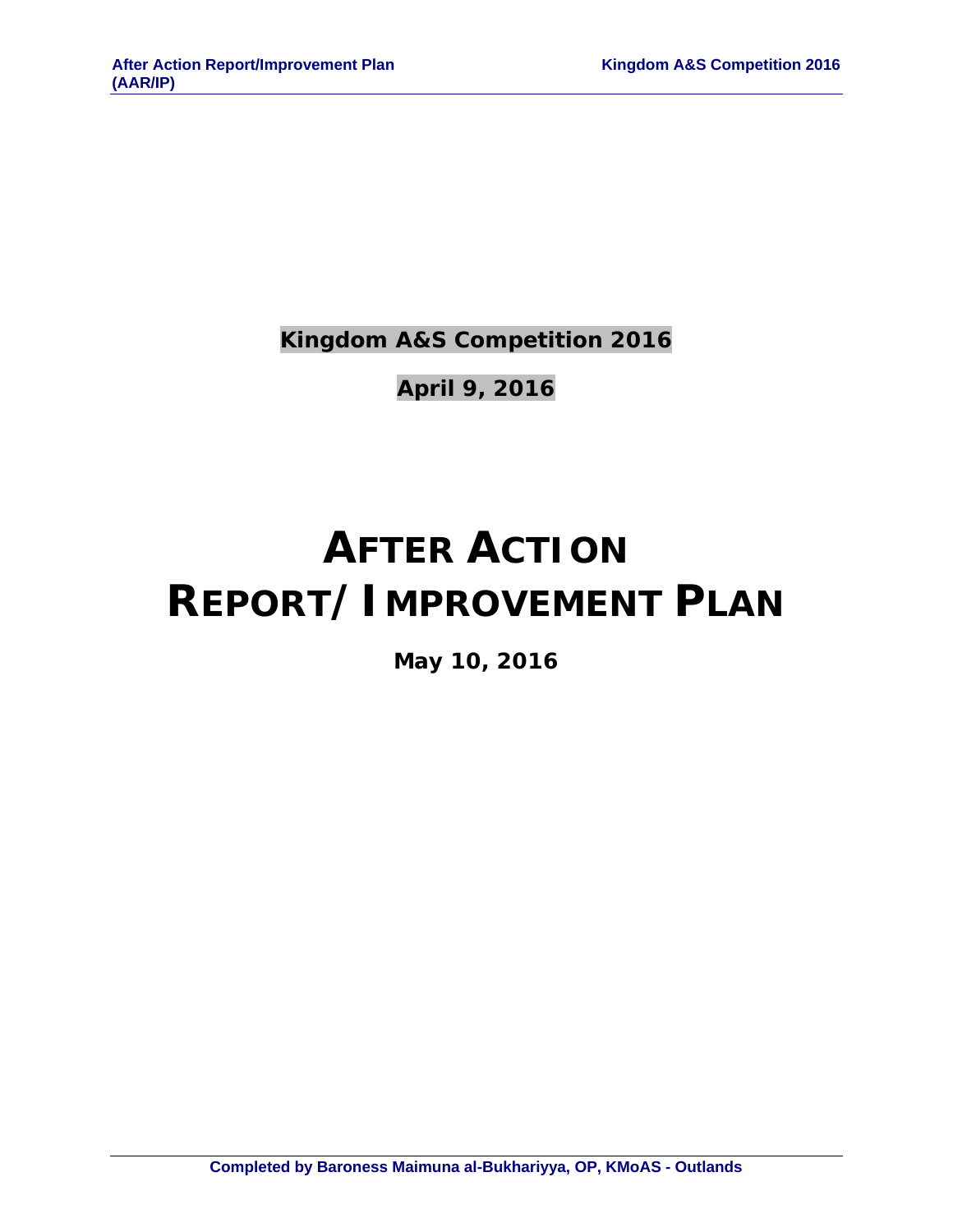**Kingdom A&S Competition 2016**

**April 9, 2016**

# AFTER ACTION REPORT/IMPROVEMENT PLAN

**May 10, 2016**

**Completed by Baroness Maimuna al-Bukhariyya, OP, KMoAS - Outlands**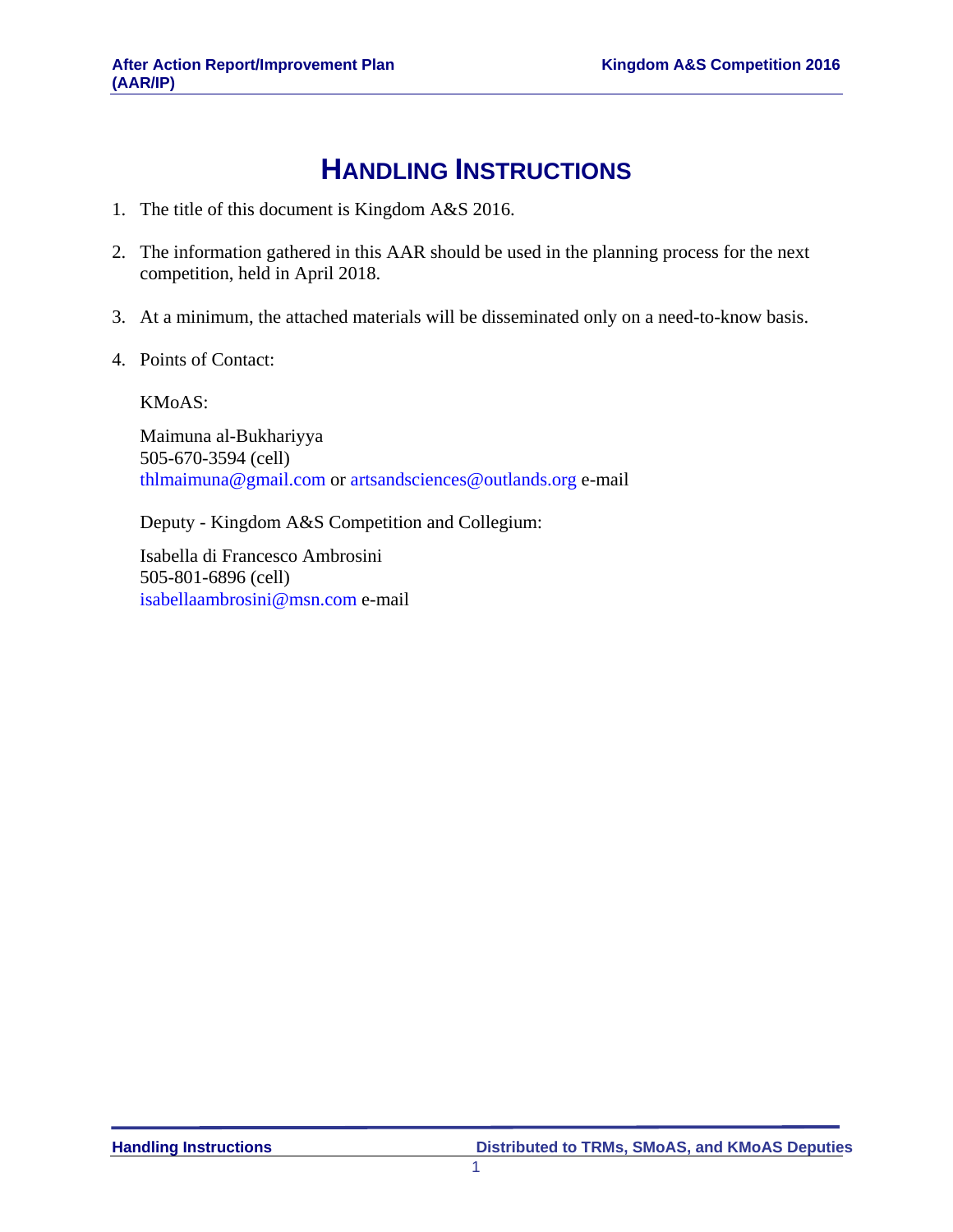# HANDLING INSTRUCTIONS

1. The title of this document is Kingdom A&S 2016.

2. The information gathered in this AAR should be used in the planning process for the next competition, held in April 2018.

3. At a minimum, the attached materials will be disseminated only on a need-to-know basis.

4. Points of Contact:

   KMoAS:

   Maimuna al-Bukhariyya
   505-670-3594 (cell)
   thlmaimuna@gmail.com or artsandsciences@outlands.org e-mail

   Deputy - Kingdom A&S Competition and Collegium:

   Isabella di Francesco Ambrosini
   505-801-6896 (cell)
   isabellaambrosini@msn.com e-mail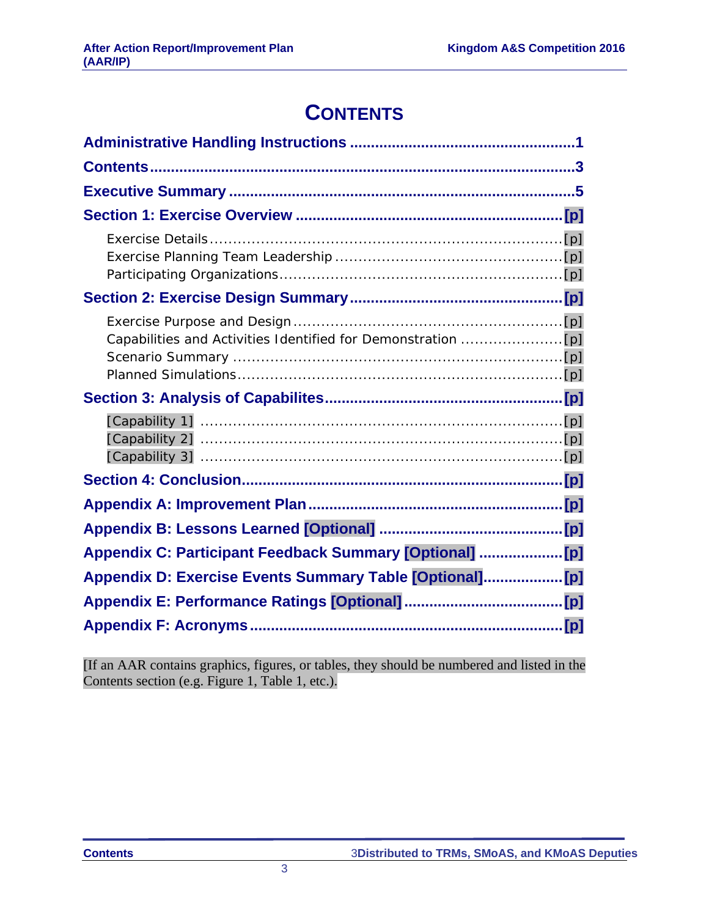# Contents

**Administrative Handling Instructions** ....................................................1

**Contents**....................................................................................................3

**Executive Summary** ..................................................................................5

**Section 1: Exercise Overview** ...............................................................[p]

- Exercise Details............................................................................[p]
- Exercise Planning Team Leadership ..............................................[p]
- Participating Organizations.............................................................[p]

**Section 2: Exercise Design Summary**..................................................[p]

- Exercise Purpose and Design.........................................................[p]
- Capabilities and Activities Identified for Demonstration ......................[p]
- Scenario Summary ........................................................................[p]
- Planned Simulations.......................................................................[p]

**Section 3: Analysis of Capabilites**.........................................................[p]

- [Capability 1] ...............................................................................[p]
- [Capability 2] ...............................................................................[p]
- [Capability 3] ...............................................................................[p]

**Section 4: Conclusion**............................................................................[p]

**Appendix A: Improvement Plan**............................................................[p]

**Appendix B: Lessons Learned [Optional]** ...........................................[p]

**Appendix C: Participant Feedback Summary [Optional]** ....................[p]

**Appendix D: Exercise Events Summary Table [Optional]**...................[p]

**Appendix E: Performance Ratings [Optional]**.....................................[p]

**Appendix F: Acronyms**..........................................................................[p]

[If an AAR contains graphics, figures, or tables, they should be numbered and listed in the Contents section (e.g. Figure 1, Table 1, etc.).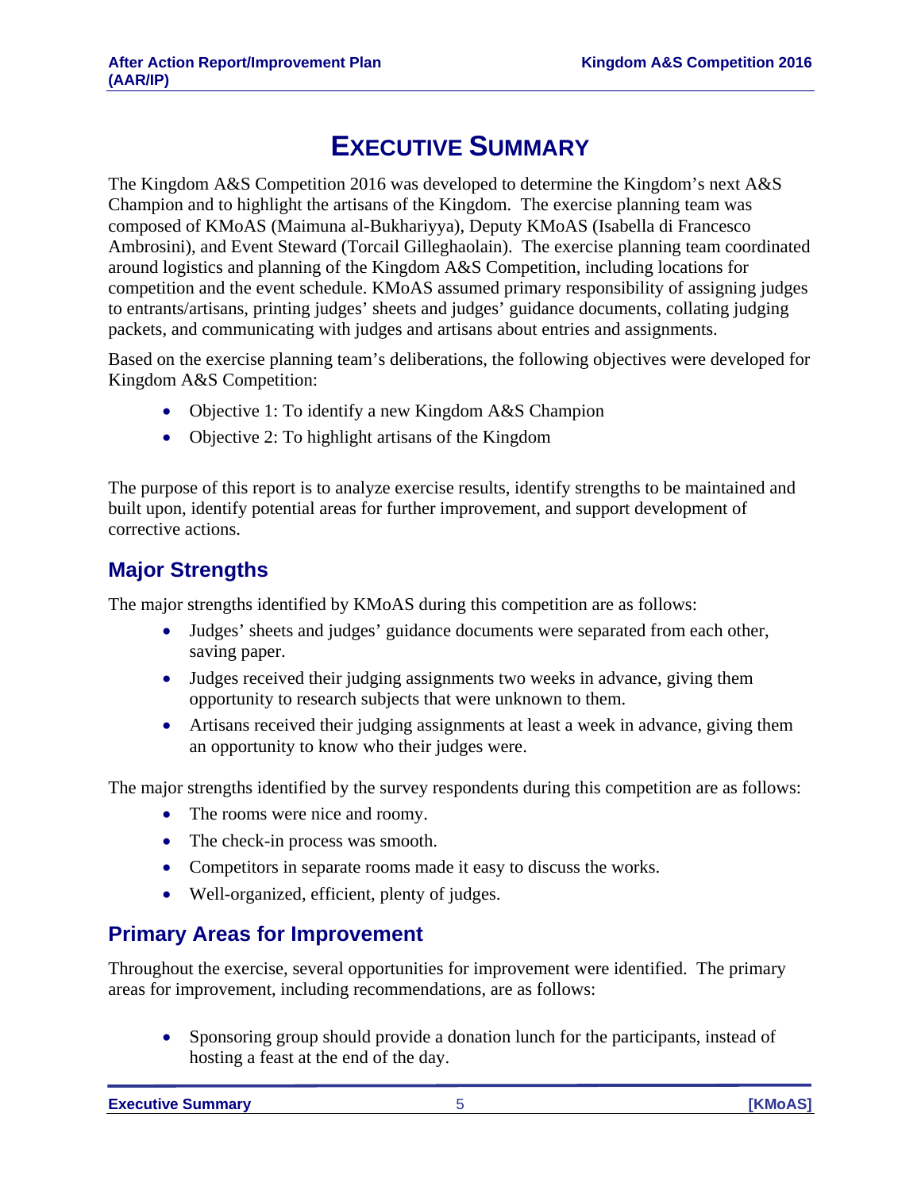# EXECUTIVE SUMMARY

The Kingdom A&S Competition 2016 was developed to determine the Kingdom's next A&S Champion and to highlight the artisans of the Kingdom. The exercise planning team was composed of KMoAS (Maimuna al-Bukhariyya), Deputy KMoAS (Isabella di Francesco Ambrosini), and Event Steward (Torcail Gilleghaolain). The exercise planning team coordinated around logistics and planning of the Kingdom A&S Competition, including locations for competition and the event schedule. KMoAS assumed primary responsibility of assigning judges to entrants/artisans, printing judges' sheets and judges' guidance documents, collating judging packets, and communicating with judges and artisans about entries and assignments.

Based on the exercise planning team's deliberations, the following objectives were developed for Kingdom A&S Competition:

- Objective 1: To identify a new Kingdom A&S Champion
- Objective 2: To highlight artisans of the Kingdom

The purpose of this report is to analyze exercise results, identify strengths to be maintained and built upon, identify potential areas for further improvement, and support development of corrective actions.

## Major Strengths

The major strengths identified by KMoAS during this competition are as follows:

- Judges' sheets and judges' guidance documents were separated from each other, saving paper.
- Judges received their judging assignments two weeks in advance, giving them opportunity to research subjects that were unknown to them.
- Artisans received their judging assignments at least a week in advance, giving them an opportunity to know who their judges were.

The major strengths identified by the survey respondents during this competition are as follows:

- The rooms were nice and roomy.
- The check-in process was smooth.
- Competitors in separate rooms made it easy to discuss the works.
- Well-organized, efficient, plenty of judges.

## Primary Areas for Improvement

Throughout the exercise, several opportunities for improvement were identified. The primary areas for improvement, including recommendations, are as follows:

- Sponsoring group should provide a donation lunch for the participants, instead of hosting a feast at the end of the day.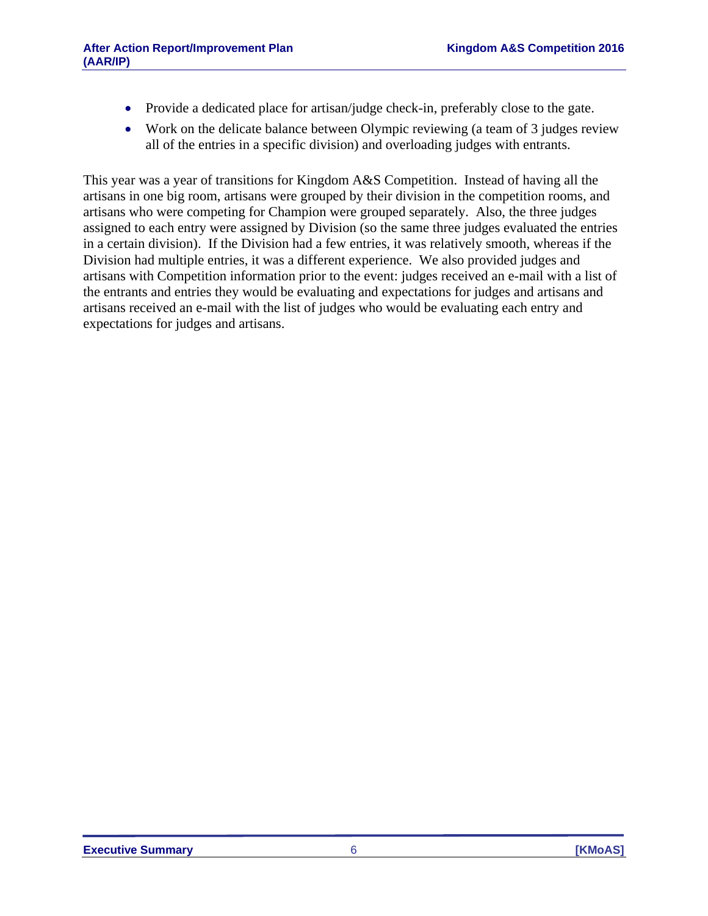- Provide a dedicated place for artisan/judge check-in, preferably close to the gate.
- Work on the delicate balance between Olympic reviewing (a team of 3 judges review all of the entries in a specific division) and overloading judges with entrants.

This year was a year of transitions for Kingdom A&S Competition. Instead of having all the artisans in one big room, artisans were grouped by their division in the competition rooms, and artisans who were competing for Champion were grouped separately. Also, the three judges assigned to each entry were assigned by Division (so the same three judges evaluated the entries in a certain division). If the Division had a few entries, it was relatively smooth, whereas if the Division had multiple entries, it was a different experience. We also provided judges and artisans with Competition information prior to the event: judges received an e-mail with a list of the entrants and entries they would be evaluating and expectations for judges and artisans and artisans received an e-mail with the list of judges who would be evaluating each entry and expectations for judges and artisans.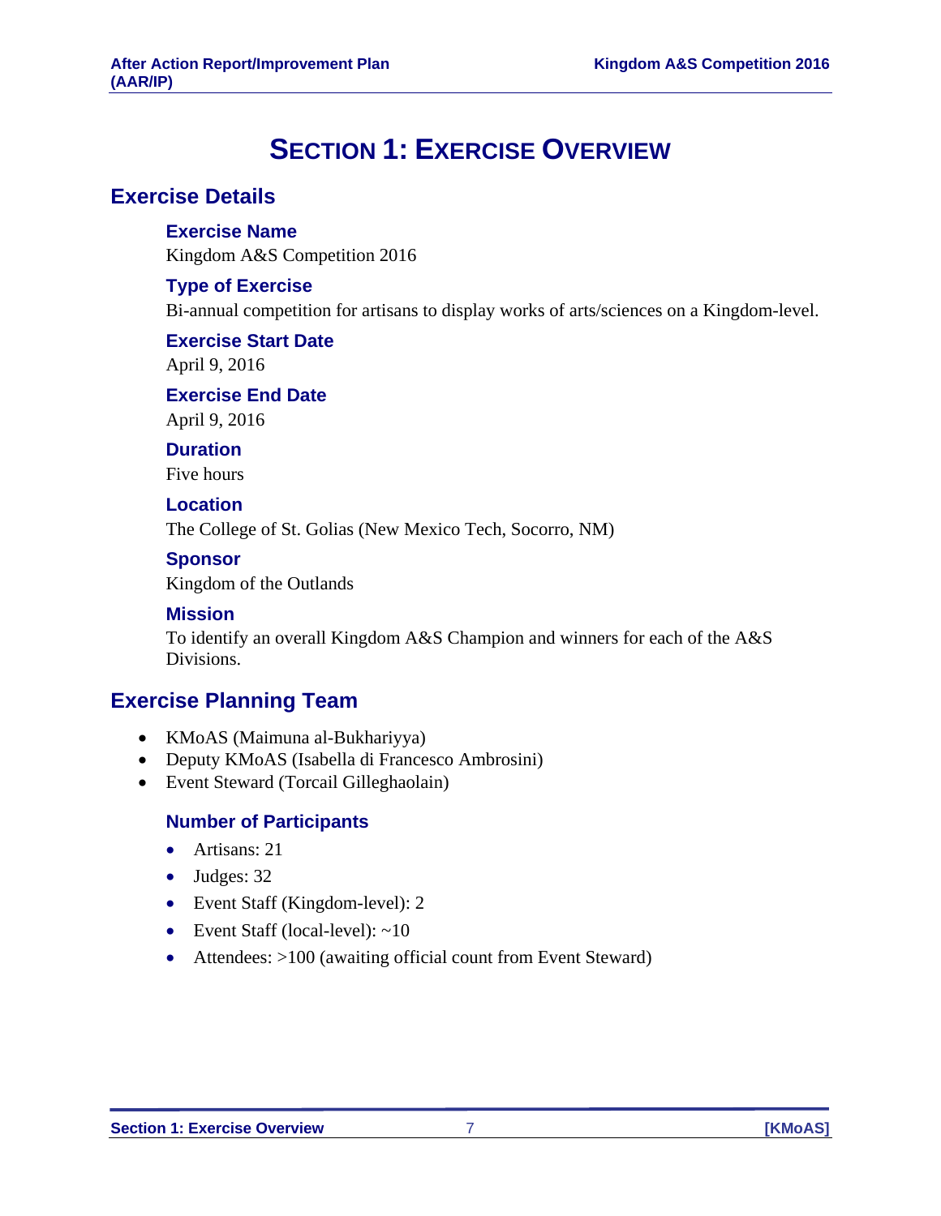# Section 1: Exercise Overview

## Exercise Details

### Exercise Name

Kingdom A&S Competition 2016

### Type of Exercise

Bi-annual competition for artisans to display works of arts/sciences on a Kingdom-level.

### Exercise Start Date

April 9, 2016

### Exercise End Date

April 9, 2016

### Duration

Five hours

### Location

The College of St. Golias (New Mexico Tech, Socorro, NM)

### Sponsor

Kingdom of the Outlands

### Mission

To identify an overall Kingdom A&S Champion and winners for each of the A&S Divisions.

## Exercise Planning Team

- KMoAS (Maimuna al-Bukhariyya)
- Deputy KMoAS (Isabella di Francesco Ambrosini)
- Event Steward (Torcail Gilleghaolain)

### Number of Participants

- Artisans: 21
- Judges: 32
- Event Staff (Kingdom-level): 2
- Event Staff (local-level): ~10
- Attendees: >100 (awaiting official count from Event Steward)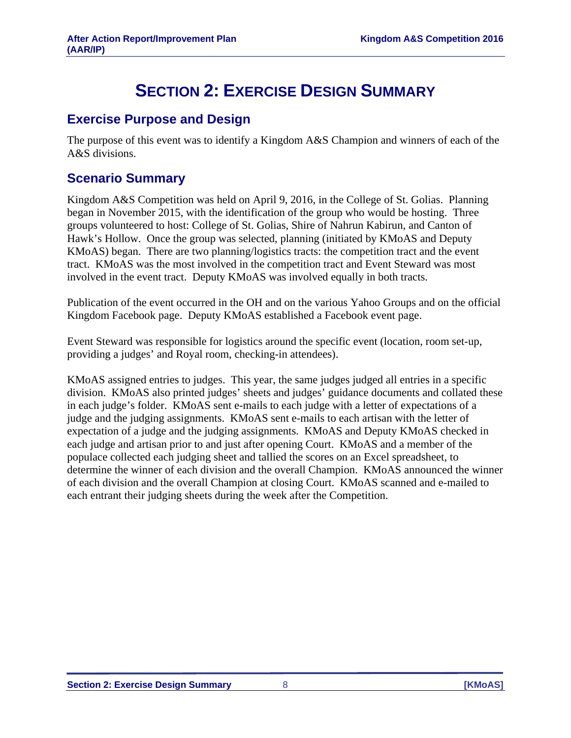# SECTION 2: EXERCISE DESIGN SUMMARY

## Exercise Purpose and Design

The purpose of this event was to identify a Kingdom A&S Champion and winners of each of the A&S divisions.

## Scenario Summary

Kingdom A&S Competition was held on April 9, 2016, in the College of St. Golias. Planning began in November 2015, with the identification of the group who would be hosting. Three groups volunteered to host: College of St. Golias, Shire of Nahrun Kabirun, and Canton of Hawk's Hollow. Once the group was selected, planning (initiated by KMoAS and Deputy KMoAS) began. There are two planning/logistics tracts: the competition tract and the event tract. KMoAS was the most involved in the competition tract and Event Steward was most involved in the event tract. Deputy KMoAS was involved equally in both tracts.

Publication of the event occurred in the OH and on the various Yahoo Groups and on the official Kingdom Facebook page. Deputy KMoAS established a Facebook event page.

Event Steward was responsible for logistics around the specific event (location, room set-up, providing a judges' and Royal room, checking-in attendees).

KMoAS assigned entries to judges. This year, the same judges judged all entries in a specific division. KMoAS also printed judges' sheets and judges' guidance documents and collated these in each judge's folder. KMoAS sent e-mails to each judge with a letter of expectations of a judge and the judging assignments. KMoAS sent e-mails to each artisan with the letter of expectation of a judge and the judging assignments. KMoAS and Deputy KMoAS checked in each judge and artisan prior to and just after opening Court. KMoAS and a member of the populace collected each judging sheet and tallied the scores on an Excel spreadsheet, to determine the winner of each division and the overall Champion. KMoAS announced the winner of each division and the overall Champion at closing Court. KMoAS scanned and e-mailed to each entrant their judging sheets during the week after the Competition.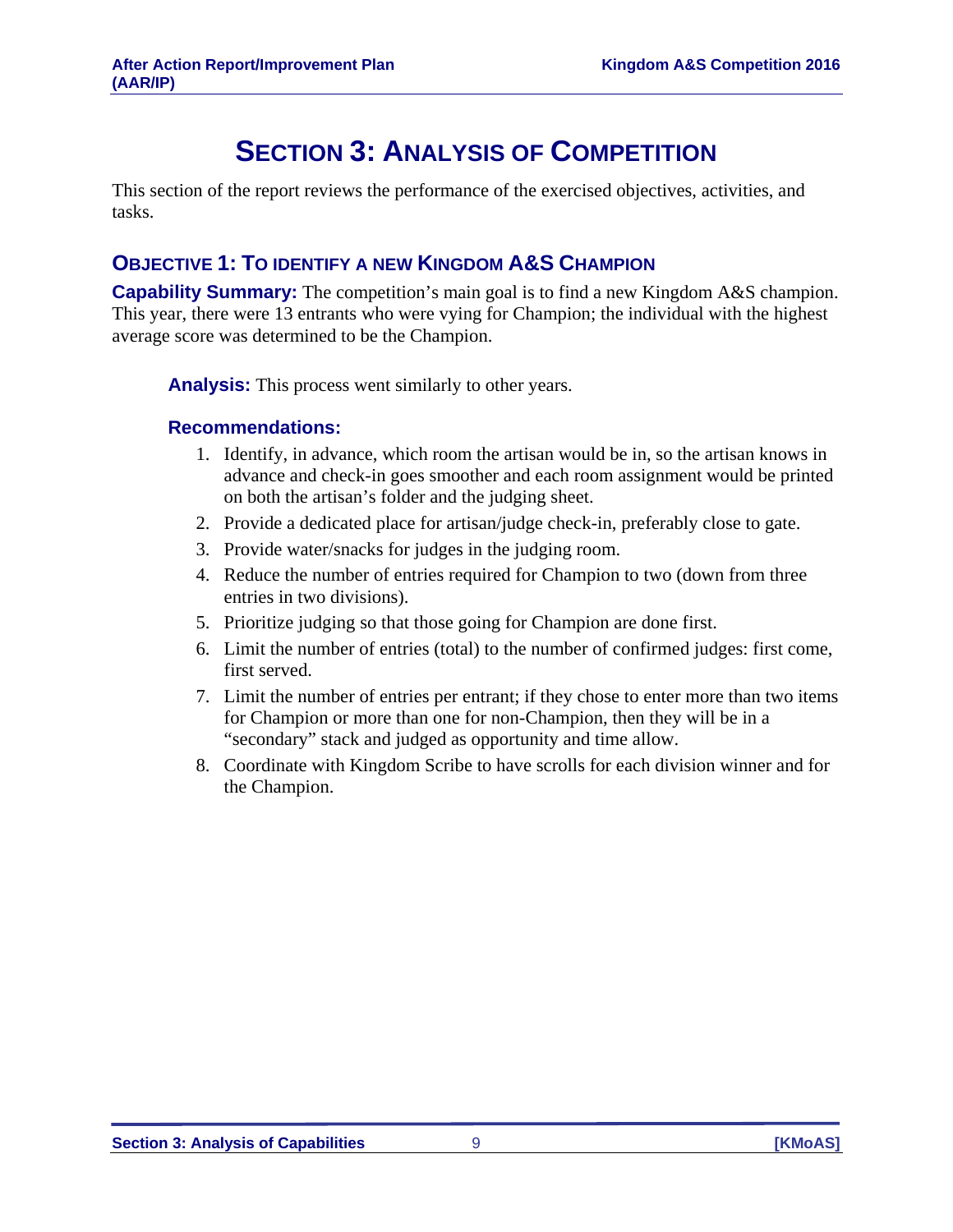# Section 3: Analysis of Competition

This section of the report reviews the performance of the exercised objectives, activities, and tasks.

## Objective 1: To Identify a New Kingdom A&S Champion

**Capability Summary:** The competition's main goal is to find a new Kingdom A&S champion. This year, there were 13 entrants who were vying for Champion; the individual with the highest average score was determined to be the Champion.

**Analysis:** This process went similarly to other years.

### Recommendations:

1. Identify, in advance, which room the artisan would be in, so the artisan knows in advance and check-in goes smoother and each room assignment would be printed on both the artisan's folder and the judging sheet.
2. Provide a dedicated place for artisan/judge check-in, preferably close to gate.
3. Provide water/snacks for judges in the judging room.
4. Reduce the number of entries required for Champion to two (down from three entries in two divisions).
5. Prioritize judging so that those going for Champion are done first.
6. Limit the number of entries (total) to the number of confirmed judges: first come, first served.
7. Limit the number of entries per entrant; if they chose to enter more than two items for Champion or more than one for non-Champion, then they will be in a "secondary" stack and judged as opportunity and time allow.
8. Coordinate with Kingdom Scribe to have scrolls for each division winner and for the Champion.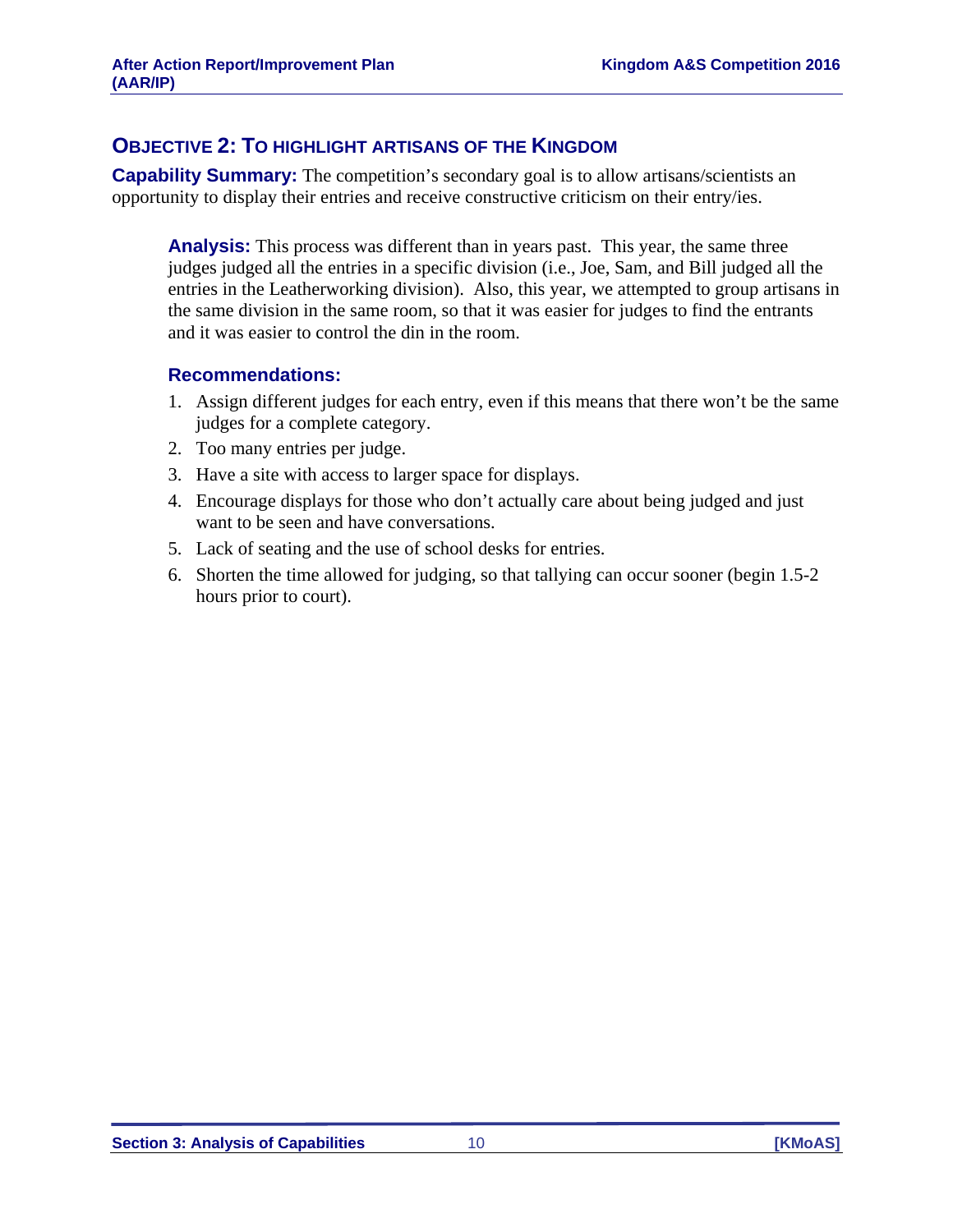## OBJECTIVE 2: TO HIGHLIGHT ARTISANS OF THE KINGDOM

**Capability Summary:** The competition's secondary goal is to allow artisans/scientists an opportunity to display their entries and receive constructive criticism on their entry/ies.

**Analysis:** This process was different than in years past. This year, the same three judges judged all the entries in a specific division (i.e., Joe, Sam, and Bill judged all the entries in the Leatherworking division). Also, this year, we attempted to group artisans in the same division in the same room, so that it was easier for judges to find the entrants and it was easier to control the din in the room.

### Recommendations:

1. Assign different judges for each entry, even if this means that there won't be the same judges for a complete category.
2. Too many entries per judge.
3. Have a site with access to larger space for displays.
4. Encourage displays for those who don't actually care about being judged and just want to be seen and have conversations.
5. Lack of seating and the use of school desks for entries.
6. Shorten the time allowed for judging, so that tallying can occur sooner (begin 1.5-2 hours prior to court).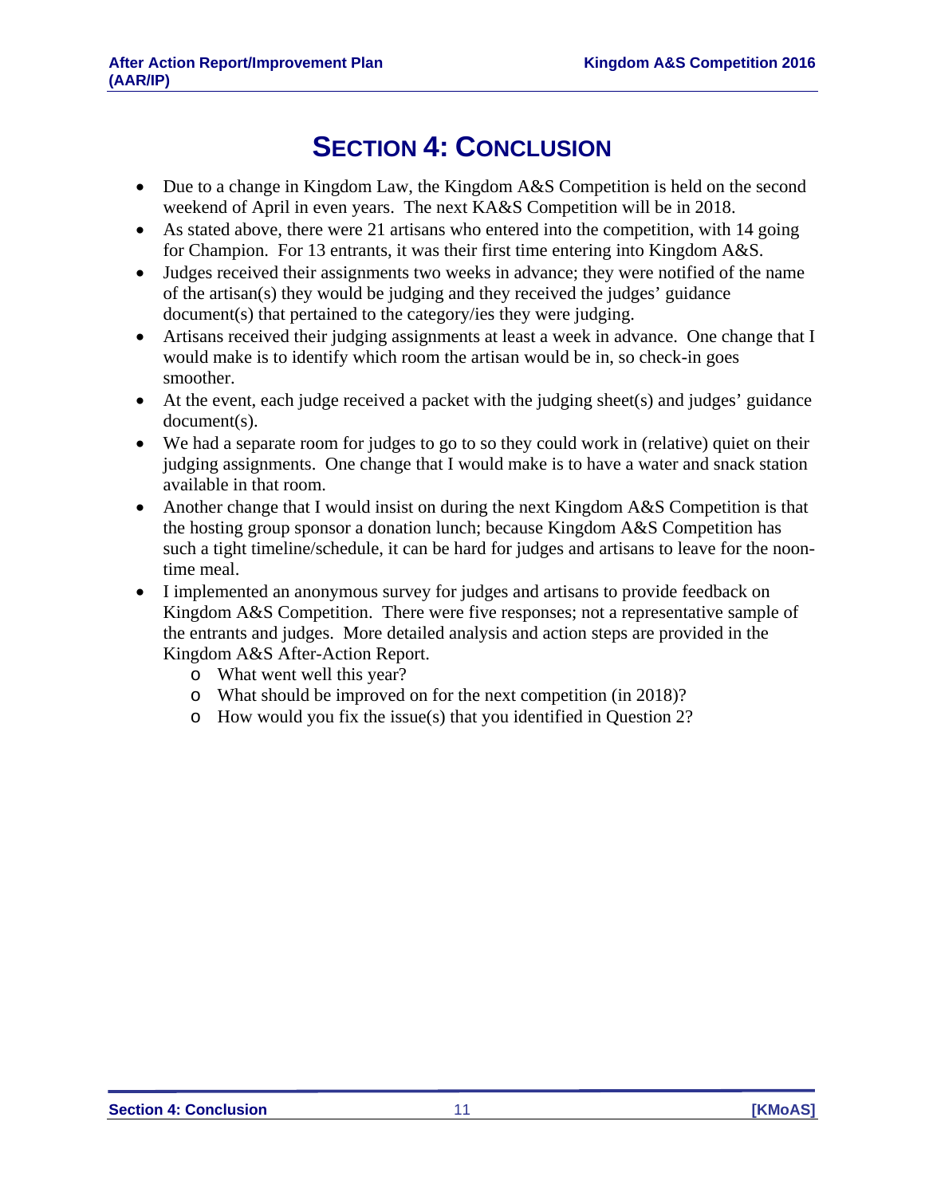# SECTION 4: CONCLUSION

- Due to a change in Kingdom Law, the Kingdom A&S Competition is held on the second weekend of April in even years. The next KA&S Competition will be in 2018.
- As stated above, there were 21 artisans who entered into the competition, with 14 going for Champion. For 13 entrants, it was their first time entering into Kingdom A&S.
- Judges received their assignments two weeks in advance; they were notified of the name of the artisan(s) they would be judging and they received the judges' guidance document(s) that pertained to the category/ies they were judging.
- Artisans received their judging assignments at least a week in advance. One change that I would make is to identify which room the artisan would be in, so check-in goes smoother.
- At the event, each judge received a packet with the judging sheet(s) and judges' guidance document(s).
- We had a separate room for judges to go to so they could work in (relative) quiet on their judging assignments. One change that I would make is to have a water and snack station available in that room.
- Another change that I would insist on during the next Kingdom A&S Competition is that the hosting group sponsor a donation lunch; because Kingdom A&S Competition has such a tight timeline/schedule, it can be hard for judges and artisans to leave for the noon-time meal.
- I implemented an anonymous survey for judges and artisans to provide feedback on Kingdom A&S Competition. There were five responses; not a representative sample of the entrants and judges. More detailed analysis and action steps are provided in the Kingdom A&S After-Action Report.
  - What went well this year?
  - What should be improved on for the next competition (in 2018)?
  - How would you fix the issue(s) that you identified in Question 2?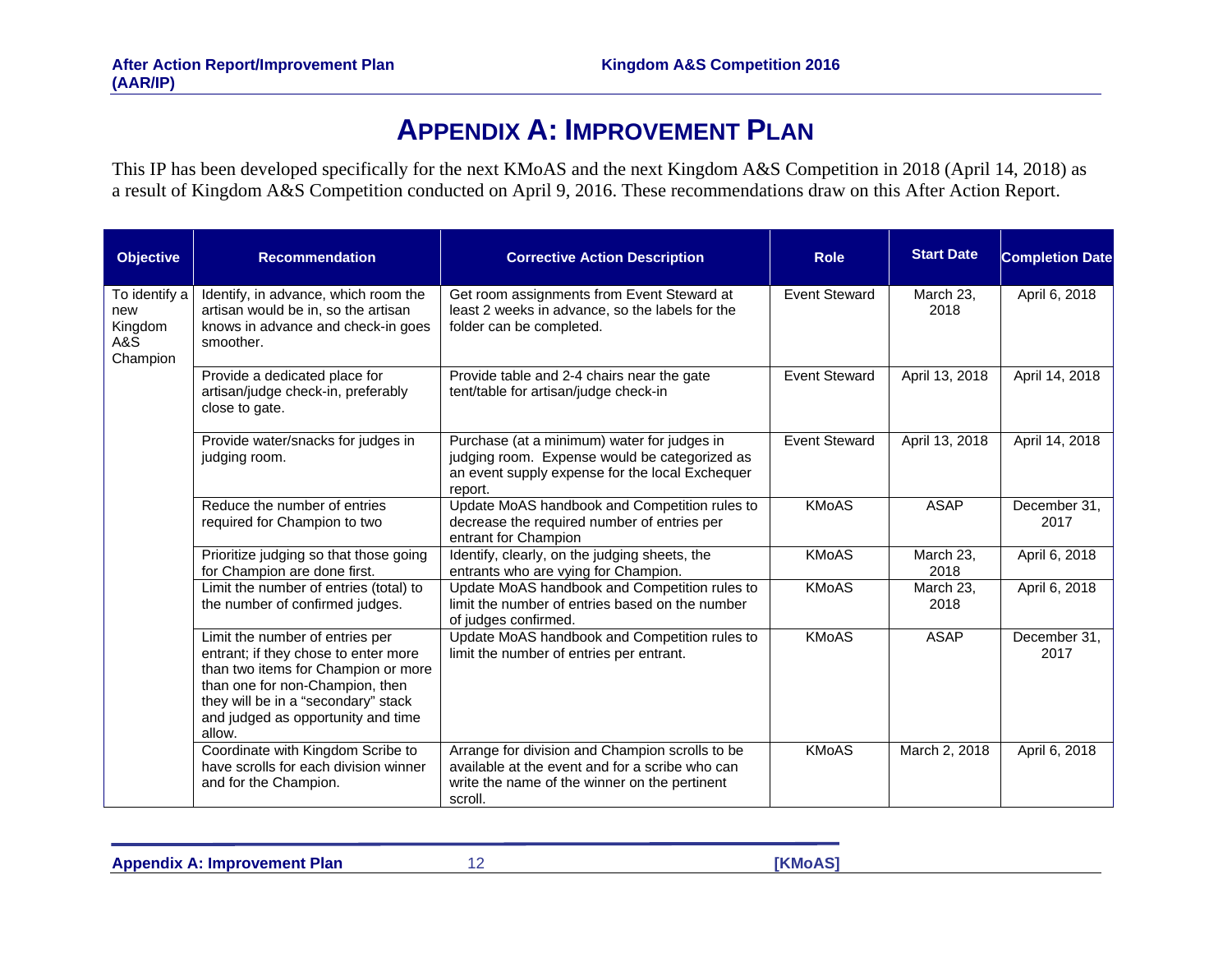# Appendix A: Improvement Plan

This IP has been developed specifically for the next KMoAS and the next Kingdom A&S Competition in 2018 (April 14, 2018) as a result of Kingdom A&S Competition conducted on April 9, 2016. These recommendations draw on this After Action Report.

| Objective | Recommendation | Corrective Action Description | Role | Start Date | Completion Date |
|---|---|---|---|---|---|
| To identify a new Kingdom A&S Champion | Identify, in advance, which room the artisan would be in, so the artisan knows in advance and check-in goes smoother. | Get room assignments from Event Steward at least 2 weeks in advance, so the labels for the folder can be completed. | Event Steward | March 23, 2018 | April 6, 2018 |
| | Provide a dedicated place for artisan/judge check-in, preferably close to gate. | Provide table and 2-4 chairs near the gate tent/table for artisan/judge check-in | Event Steward | April 13, 2018 | April 14, 2018 |
| | Provide water/snacks for judges in judging room. | Purchase (at a minimum) water for judges in judging room. Expense would be categorized as an event supply expense for the local Exchequer report. | Event Steward | April 13, 2018 | April 14, 2018 |
| | Reduce the number of entries required for Champion to two | Update MoAS handbook and Competition rules to decrease the required number of entries per entrant for Champion | KMoAS | ASAP | December 31, 2017 |
| | Prioritize judging so that those going for Champion are done first. | Identify, clearly, on the judging sheets, the entrants who are vying for Champion. | KMoAS | March 23, 2018 | April 6, 2018 |
| | Limit the number of entries (total) to the number of confirmed judges. | Update MoAS handbook and Competition rules to limit the number of entries based on the number of judges confirmed. | KMoAS | March 23, 2018 | April 6, 2018 |
| | Limit the number of entries per entrant; if they chose to enter more than two items for Champion or more than one for non-Champion, then they will be in a "secondary" stack and judged as opportunity and time allow. | Update MoAS handbook and Competition rules to limit the number of entries per entrant. | KMoAS | ASAP | December 31, 2017 |
| | Coordinate with Kingdom Scribe to have scrolls for each division winner and for the Champion. | Arrange for division and Champion scrolls to be available at the event and for a scribe who can write the name of the winner on the pertinent scroll. | KMoAS | March 2, 2018 | April 6, 2018 |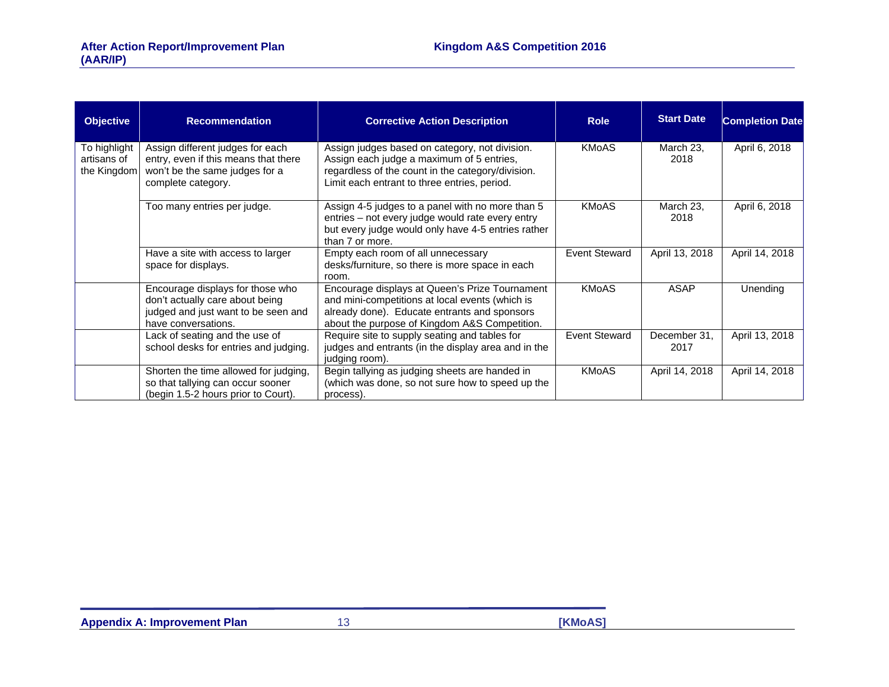| Objective | Recommendation | Corrective Action Description | Role | Start Date | Completion Date |
|---|---|---|---|---|---|
| To highlight artisans of the Kingdom | Assign different judges for each entry, even if this means that there won't be the same judges for a complete category. | Assign judges based on category, not division. Assign each judge a maximum of 5 entries, regardless of the count in the category/division. Limit each entrant to three entries, period. | KMoAS | March 23, 2018 | April 6, 2018 |
| | Too many entries per judge. | Assign 4-5 judges to a panel with no more than 5 entries – not every judge would rate every entry but every judge would only have 4-5 entries rather than 7 or more. | KMoAS | March 23, 2018 | April 6, 2018 |
| | Have a site with access to larger space for displays. | Empty each room of all unnecessary desks/furniture, so there is more space in each room. | Event Steward | April 13, 2018 | April 14, 2018 |
| | Encourage displays for those who don't actually care about being judged and just want to be seen and have conversations. | Encourage displays at Queen's Prize Tournament and mini-competitions at local events (which is already done). Educate entrants and sponsors about the purpose of Kingdom A&S Competition. | KMoAS | ASAP | Unending |
| | Lack of seating and the use of school desks for entries and judging. | Require site to supply seating and tables for judges and entrants (in the display area and in the judging room). | Event Steward | December 31, 2017 | April 13, 2018 |
| | Shorten the time allowed for judging, so that tallying can occur sooner (begin 1.5-2 hours prior to Court). | Begin tallying as judging sheets are handed in (which was done, so not sure how to speed up the process). | KMoAS | April 14, 2018 | April 14, 2018 |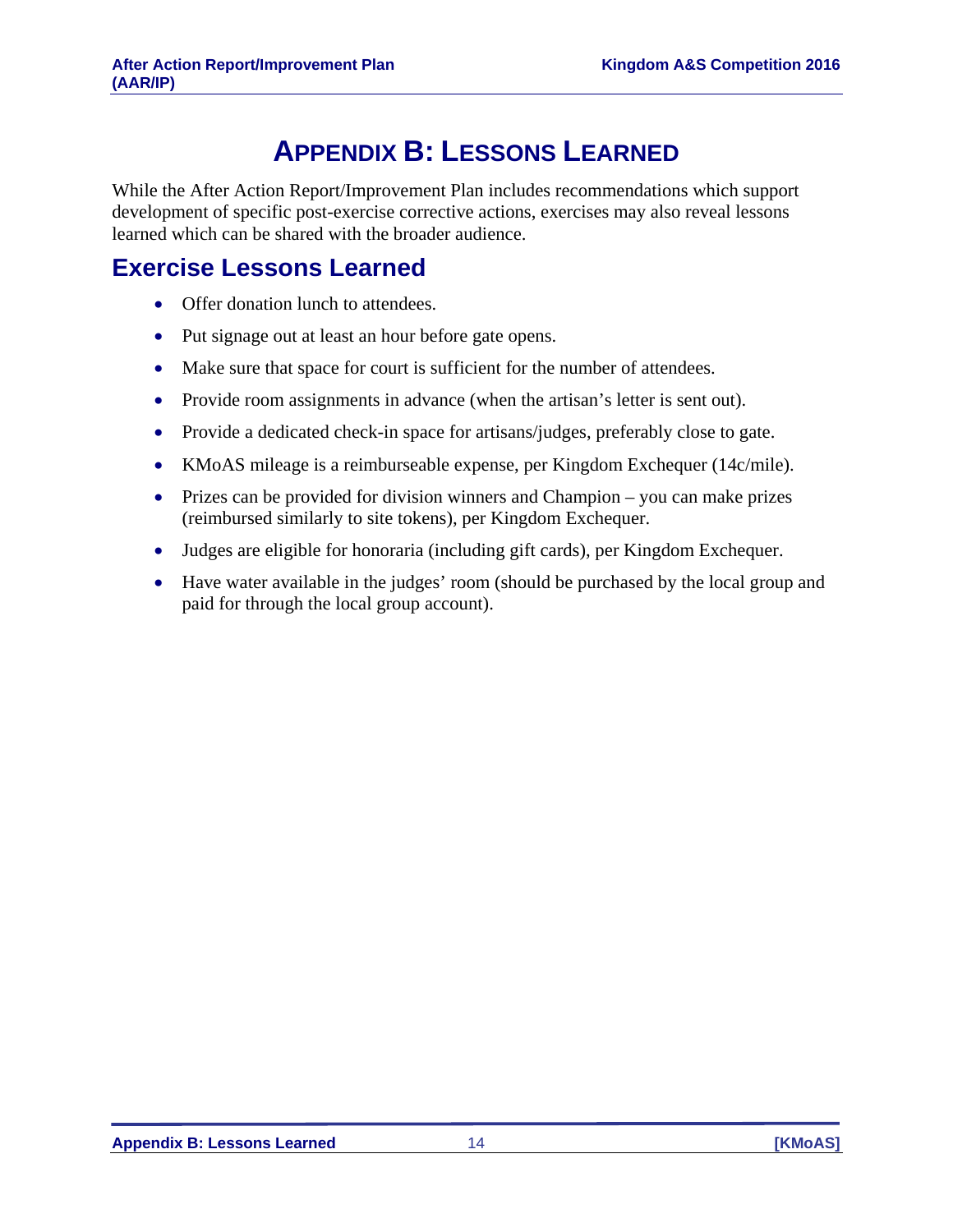# APPENDIX B: LESSONS LEARNED

While the After Action Report/Improvement Plan includes recommendations which support development of specific post-exercise corrective actions, exercises may also reveal lessons learned which can be shared with the broader audience.

## Exercise Lessons Learned

- Offer donation lunch to attendees.
- Put signage out at least an hour before gate opens.
- Make sure that space for court is sufficient for the number of attendees.
- Provide room assignments in advance (when the artisan's letter is sent out).
- Provide a dedicated check-in space for artisans/judges, preferably close to gate.
- KMoAS mileage is a reimburseable expense, per Kingdom Exchequer (14c/mile).
- Prizes can be provided for division winners and Champion – you can make prizes (reimbursed similarly to site tokens), per Kingdom Exchequer.
- Judges are eligible for honoraria (including gift cards), per Kingdom Exchequer.
- Have water available in the judges' room (should be purchased by the local group and paid for through the local group account).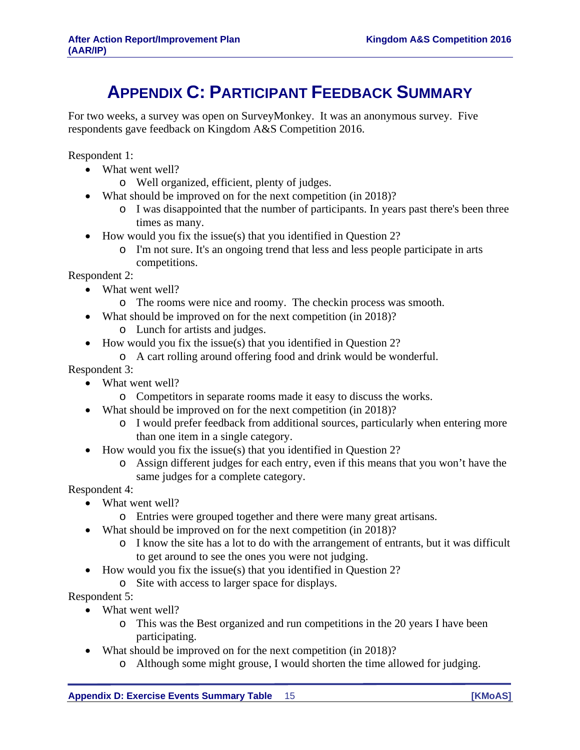# APPENDIX C: PARTICIPANT FEEDBACK SUMMARY

For two weeks, a survey was open on SurveyMonkey. It was an anonymous survey. Five respondents gave feedback on Kingdom A&S Competition 2016.

Respondent 1:

- What went well?
  - Well organized, efficient, plenty of judges.
- What should be improved on for the next competition (in 2018)?
  - I was disappointed that the number of participants. In years past there's been three times as many.
- How would you fix the issue(s) that you identified in Question 2?
  - I'm not sure. It's an ongoing trend that less and less people participate in arts competitions.

Respondent 2:

- What went well?
  - The rooms were nice and roomy. The checkin process was smooth.
- What should be improved on for the next competition (in 2018)?
  - Lunch for artists and judges.
- How would you fix the issue(s) that you identified in Question 2?
  - A cart rolling around offering food and drink would be wonderful.

Respondent 3:

- What went well?
  - Competitors in separate rooms made it easy to discuss the works.
- What should be improved on for the next competition (in 2018)?
  - I would prefer feedback from additional sources, particularly when entering more than one item in a single category.
- How would you fix the issue(s) that you identified in Question 2?
  - Assign different judges for each entry, even if this means that you won't have the same judges for a complete category.

Respondent 4:

- What went well?
  - Entries were grouped together and there were many great artisans.
- What should be improved on for the next competition (in 2018)?
  - I know the site has a lot to do with the arrangement of entrants, but it was difficult to get around to see the ones you were not judging.
- How would you fix the issue(s) that you identified in Question 2?
  - Site with access to larger space for displays.

Respondent 5:

- What went well?
  - This was the Best organized and run competitions in the 20 years I have been participating.
- What should be improved on for the next competition (in 2018)?
  - Although some might grouse, I would shorten the time allowed for judging.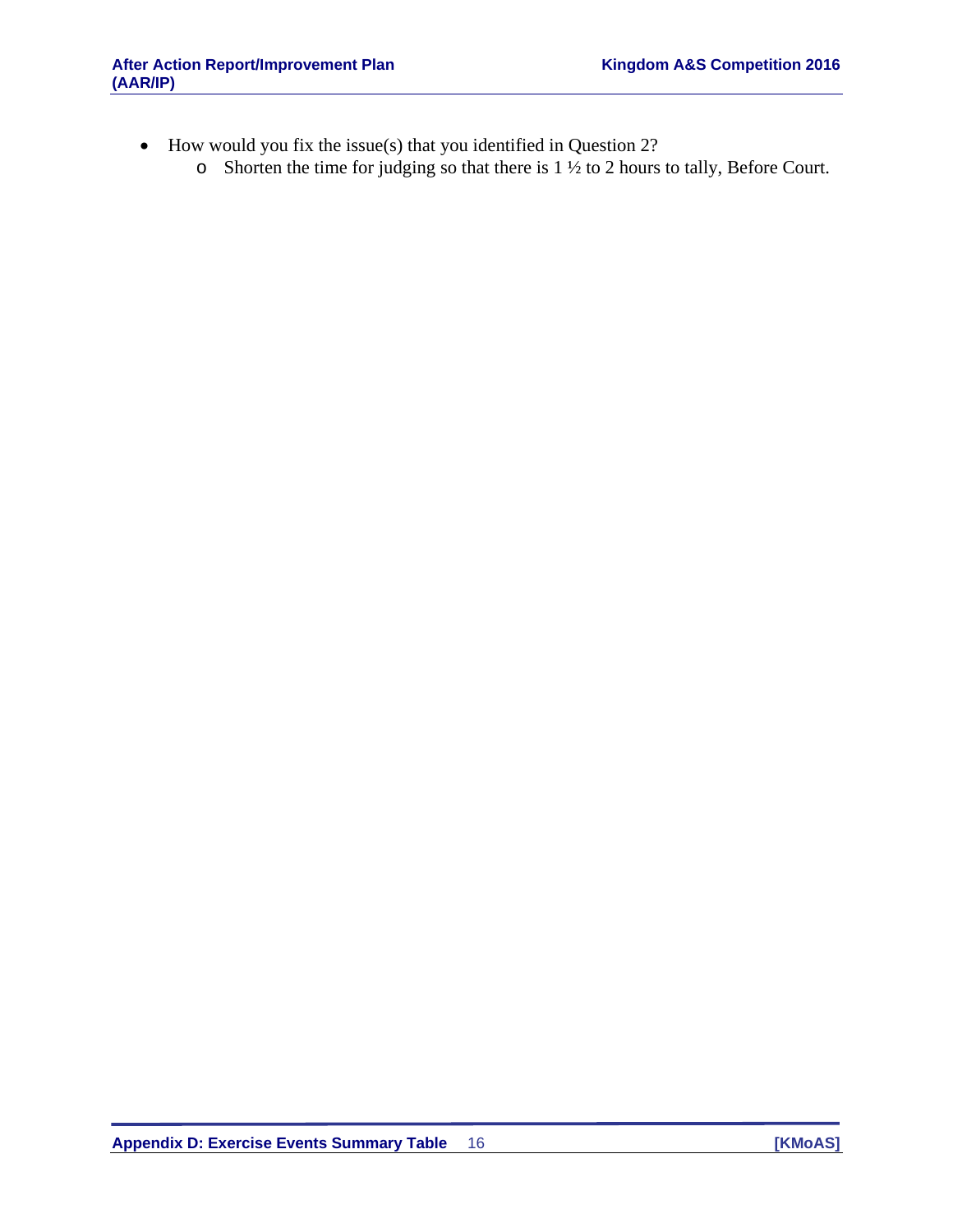- How would you fix the issue(s) that you identified in Question 2?
    - Shorten the time for judging so that there is 1 ½ to 2 hours to tally, Before Court.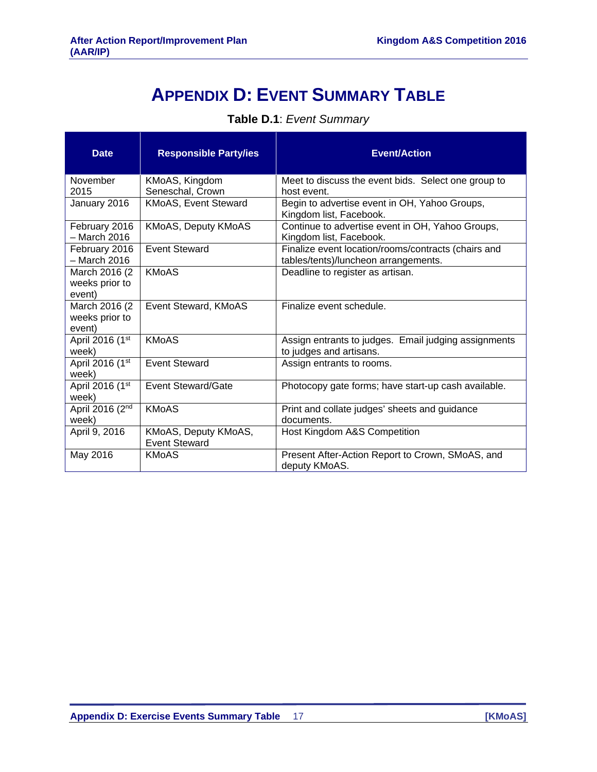# APPENDIX D: EVENT SUMMARY TABLE

**Table D.1**: *Event Summary*

| Date | Responsible Party/ies | Event/Action |
|---|---|---|
| November 2015 | KMoAS, Kingdom Seneschal, Crown | Meet to discuss the event bids. Select one group to host event. |
| January 2016 | KMoAS, Event Steward | Begin to advertise event in OH, Yahoo Groups, Kingdom list, Facebook. |
| February 2016 – March 2016 | KMoAS, Deputy KMoAS | Continue to advertise event in OH, Yahoo Groups, Kingdom list, Facebook. |
| February 2016 – March 2016 | Event Steward | Finalize event location/rooms/contracts (chairs and tables/tents)/luncheon arrangements. |
| March 2016 (2 weeks prior to event) | KMoAS | Deadline to register as artisan. |
| March 2016 (2 weeks prior to event) | Event Steward, KMoAS | Finalize event schedule. |
| April 2016 (1st week) | KMoAS | Assign entrants to judges. Email judging assignments to judges and artisans. |
| April 2016 (1st week) | Event Steward | Assign entrants to rooms. |
| April 2016 (1st week) | Event Steward/Gate | Photocopy gate forms; have start-up cash available. |
| April 2016 (2nd week) | KMoAS | Print and collate judges' sheets and guidance documents. |
| April 9, 2016 | KMoAS, Deputy KMoAS, Event Steward | Host Kingdom A&S Competition |
| May 2016 | KMoAS | Present After-Action Report to Crown, SMoAS, and deputy KMoAS. |